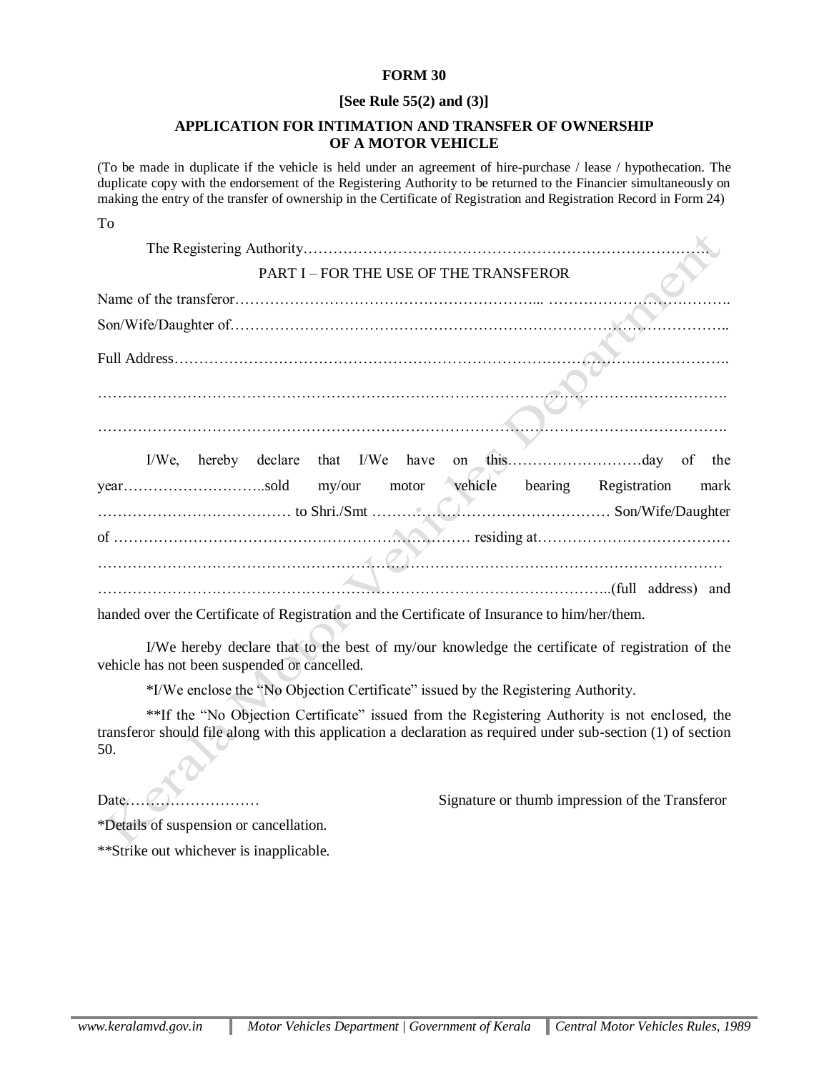**FORM 30**

**[See Rule 55(2) and (3)]**

**APPLICATION FOR INTIMATION AND TRANSFER OF OWNERSHIP OF A MOTOR VEHICLE**

(To be made in duplicate if the vehicle is held under an agreement of hire-purchase / lease / hypothecation. The duplicate copy with the endorsement of the Registering Authority to be returned to the Financier simultaneously on making the entry of the transfer of ownership in the Certificate of Registration and Registration Record in Form 24)

To

The Registering Authority……………………………………………………………………….

PART I – FOR THE USE OF THE TRANSFEROR

Name of the transferor…………………………………………………... ……………………………….

Son/Wife/Daughter of……………………………………………………………………………………..

Full Address……………………………………………………………………………………………….

……………………………………………………………………………………………………………….

……………………………………………………………………………………………………………….

I/We, hereby declare that I/We have on this………………………day of the year………………………..sold my/our motor vehicle bearing Registration mark ………………………………… to Shri./Smt ………………………………………… Son/Wife/Daughter of ………………………………………………………… residing at………………………………… …………………………………………………………………………………………………………… ………………………………………………………………………………………..(full address) and handed over the Certificate of Registration and the Certificate of Insurance to him/her/them.

I/We hereby declare that to the best of my/our knowledge the certificate of registration of the vehicle has not been suspended or cancelled.

*I/We enclose the "No Objection Certificate" issued by the Registering Authority.

**If the "No Objection Certificate" issued from the Registering Authority is not enclosed, the transferor should file along with this application a declaration as required under sub-section (1) of section 50.

Date………………………    Signature or thumb impression of the Transferor

*Details of suspension or cancellation.

**Strike out whichever is inapplicable.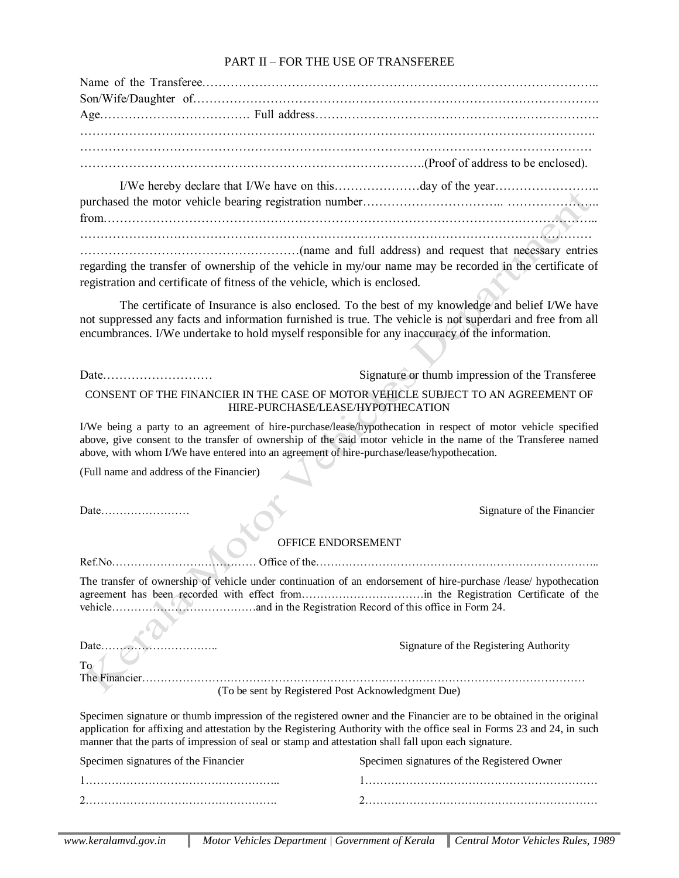## PART II – FOR THE USE OF TRANSFEREE

Name of the Transferee……………………………………………………………………………………..
Son/Wife/Daughter of…………………………………………………………………………………….
Age………………………………. Full address…………………………………………………………….
……………………………………………………………………………………………………………….
……………………………………………………………………………………………………………
…………………………………………………………………………….(Proof of address to be enclosed).

I/We hereby declare that I/We have on this…………………day of the year……………………..
purchased the motor vehicle bearing registration number…………………………….. …………………..
from……………………………………………………………………………………………………..
……………………………………………………………………………………………………………
………………………………………………(name and full address) and request that necessary entries regarding the transfer of ownership of the vehicle in my/our name may be recorded in the certificate of registration and certificate of fitness of the vehicle, which is enclosed.

The certificate of Insurance is also enclosed. To the best of my knowledge and belief I/We have not suppressed any facts and information furnished is true. The vehicle is not superdari and free from all encumbrances. I/We undertake to hold myself responsible for any inaccuracy of the information.

Date……………………… Signature or thumb impression of the Transferee

### CONSENT OF THE FINANCIER IN THE CASE OF MOTOR VEHICLE SUBJECT TO AN AGREEMENT OF HIRE-PURCHASE/LEASE/HYPOTHECATION

I/We being a party to an agreement of hire-purchase/lease/hypothecation in respect of motor vehicle specified above, give consent to the transfer of ownership of the said motor vehicle in the name of the Transferee named above, with whom I/We have entered into an agreement of hire-purchase/lease/hypothecation.

(Full name and address of the Financier)

Date…………………… Signature of the Financier

### OFFICE ENDORSEMENT

Ref.No……………………………… Office of the…………………………………………………………………..

The transfer of ownership of vehicle under continuation of an endorsement of hire-purchase /lease/ hypothecation agreement has been recorded with effect from……………………………in the Registration Certificate of the vehicle………………………………and in the Registration Record of this office in Form 24.

Date………………………….. Signature of the Registering Authority

To
The Financier…………………………………………………………………………………………………
(To be sent by Registered Post Acknowledgment Due)

Specimen signature or thumb impression of the registered owner and the Financier are to be obtained in the original application for affixing and attestation by the Registering Authority with the office seal in Forms 23 and 24, in such manner that the parts of impression of seal or stamp and attestation shall fall upon each signature.

| Specimen signatures of the Financier | Specimen signatures of the Registered Owner |
| --- | --- |
| 1…………………………………………….. | 1…………………………………………………… |
| 2……………………………………………. | 2…………………………………………………… |